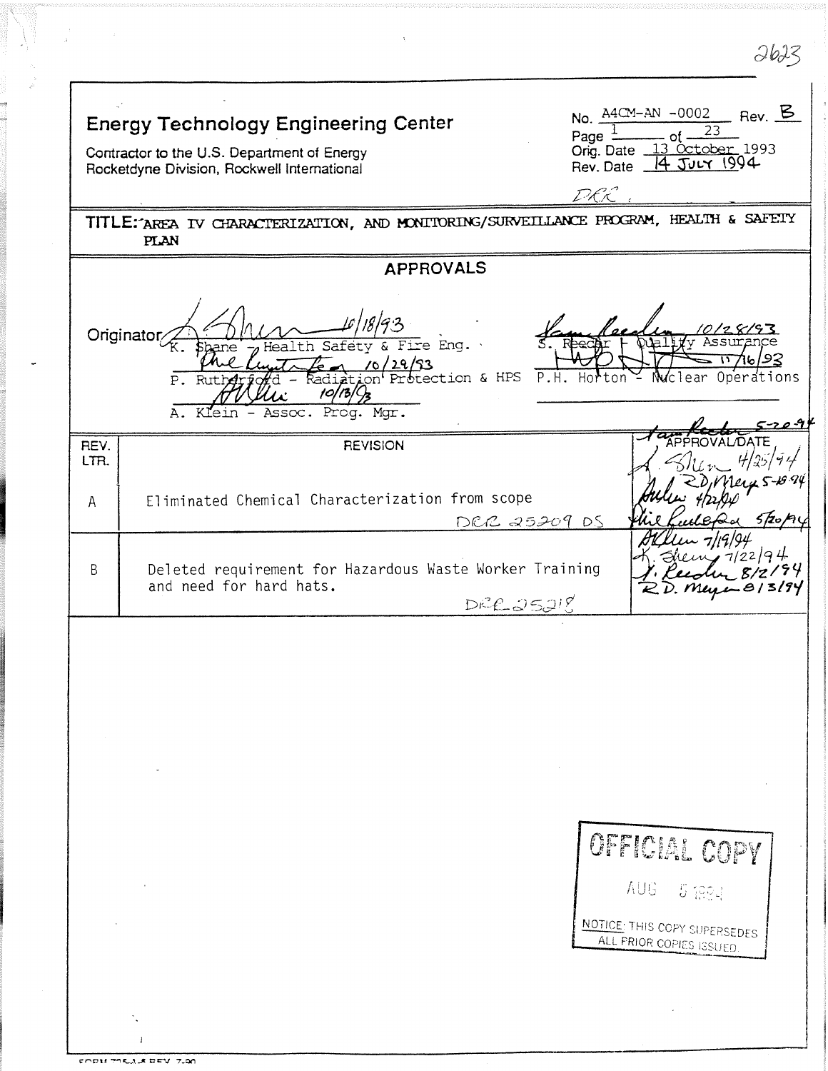2623

**Energy Technology Engineering Center**

Contractor to the U.S. Department of Energy
Rocketdyne Division, Rockwell International

No. A4CM-AN -0002 Rev. B
Page 1 of 23
Orig. Date 13 October 1993
Rev. Date 14 JULY 1994

DRR

**TITLE:** AREA IV CHARACTERIZATION, AND MONITORING/SURVEILLANCE PROGRAM, HEALTH & SAFETY PLAN

## APPROVALS

Originator K. Shane - Health Safety & Fire Eng. 10/18/93 | S. Reeder - Quality Assurance 10/28/93

P. Rutherford - Radiation Protection & HPS 10/29/93 | P.H. Horton - Nuclear Operations 11/16/93

A. Klein - Assoc. Prog. Mgr. 10/13/93

| REV. LTR. | REVISION | APPROVAL/DATE |
|---|---|---|
| A | Eliminated Chemical Characterization from scope<br>DCR 25209 DS | 5-20-94<br>4/25/94<br>R.D. Meyer 5-18-94<br>4/22/94<br>5/20/94 |
| B | Deleted requirement for Hazardous Waste Worker Training and need for hard hats.<br>DCR 25218 | 7/19/94<br>K. Shane 7/22/94<br>S. Reeder 8/2/94<br>R.D. Meyer 8/3/94 |

OFFICIAL COPY
AUG 5 1994
NOTICE: THIS COPY SUPERSEDES ALL PRIOR COPIES ISSUED.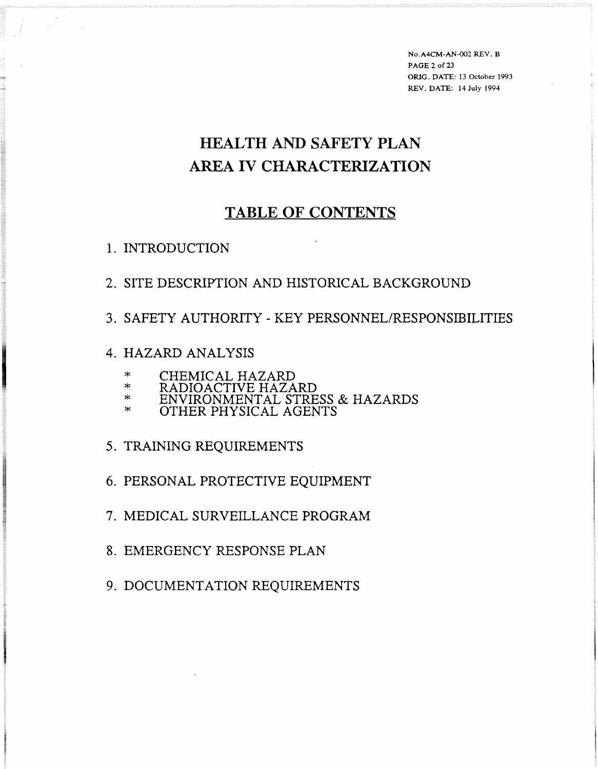No.A4CM-AN-002 REV. B
ORIG. DATE: 13 October 1993
REV. DATE: 14 July 1994

# HEALTH AND SAFETY PLAN
# AREA IV CHARACTERIZATION

## TABLE OF CONTENTS

1. INTRODUCTION

2. SITE DESCRIPTION AND HISTORICAL BACKGROUND

3. SAFETY AUTHORITY - KEY PERSONNEL/RESPONSIBILITIES

4. HAZARD ANALYSIS

   * CHEMICAL HAZARD
   * RADIOACTIVE HAZARD
   * ENVIRONMENTAL STRESS & HAZARDS
   * OTHER PHYSICAL AGENTS

5. TRAINING REQUIREMENTS

6. PERSONAL PROTECTIVE EQUIPMENT

7. MEDICAL SURVEILLANCE PROGRAM

8. EMERGENCY RESPONSE PLAN

9. DOCUMENTATION REQUIREMENTS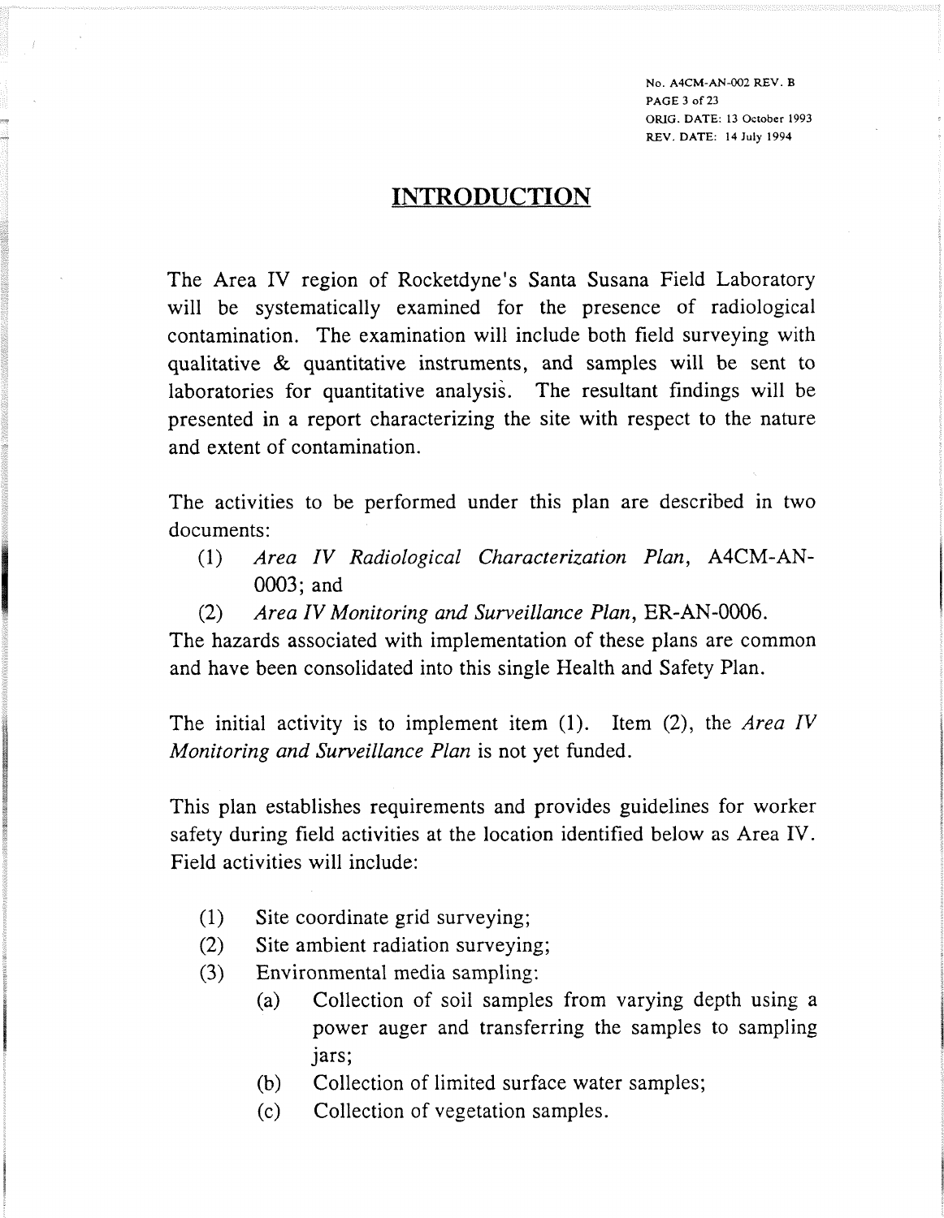# INTRODUCTION

The Area IV region of Rocketdyne's Santa Susana Field Laboratory will be systematically examined for the presence of radiological contamination. The examination will include both field surveying with qualitative & quantitative instruments, and samples will be sent to laboratories for quantitative analysis. The resultant findings will be presented in a report characterizing the site with respect to the nature and extent of contamination.

The activities to be performed under this plan are described in two documents:

(1) *Area IV Radiological Characterization Plan*, A4CM-AN-0003; and

(2) *Area IV Monitoring and Surveillance Plan*, ER-AN-0006.

The hazards associated with implementation of these plans are common and have been consolidated into this single Health and Safety Plan.

The initial activity is to implement item (1). Item (2), the *Area IV Monitoring and Surveillance Plan* is not yet funded.

This plan establishes requirements and provides guidelines for worker safety during field activities at the location identified below as Area IV. Field activities will include:

(1) Site coordinate grid surveying;

(2) Site ambient radiation surveying;

(3) Environmental media sampling:

  (a) Collection of soil samples from varying depth using a power auger and transferring the samples to sampling jars;

  (b) Collection of limited surface water samples;

  (c) Collection of vegetation samples.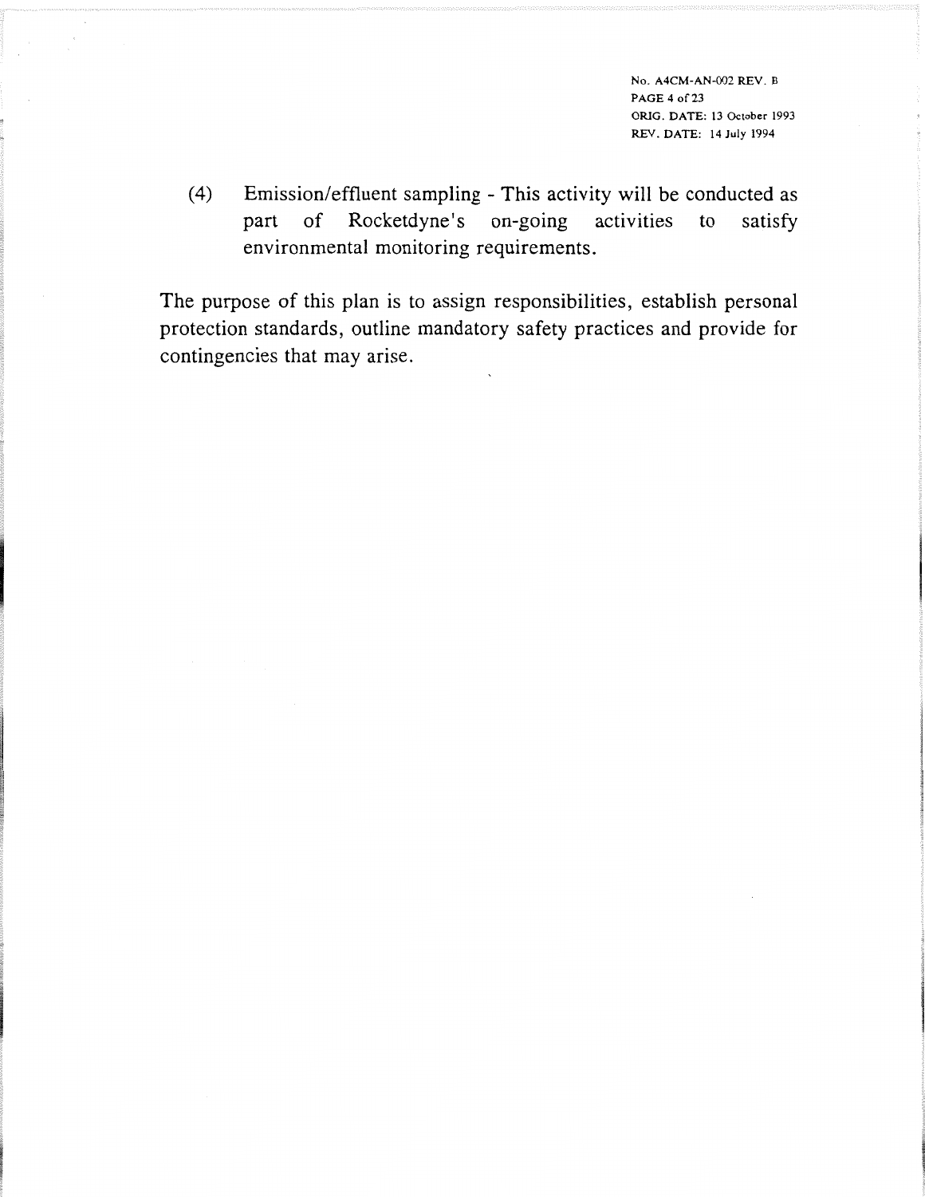(4) Emission/effluent sampling - This activity will be conducted as part of Rocketdyne's on-going activities to satisfy environmental monitoring requirements.

The purpose of this plan is to assign responsibilities, establish personal protection standards, outline mandatory safety practices and provide for contingencies that may arise.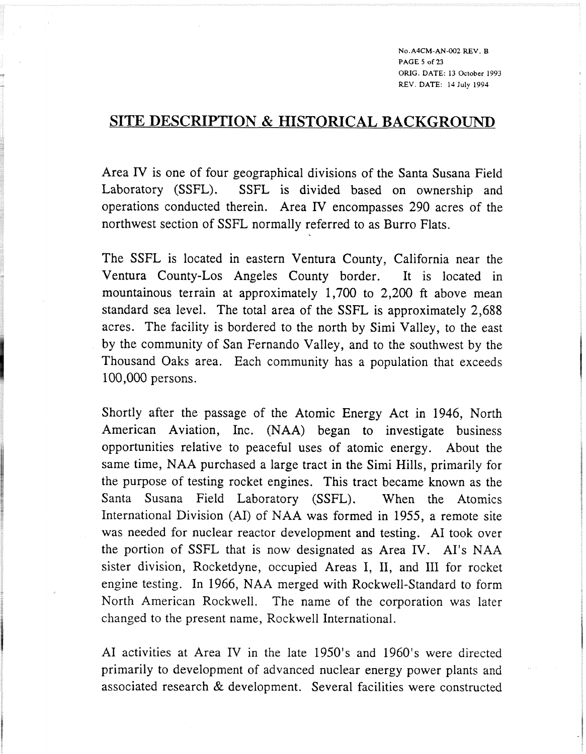## SITE DESCRIPTION & HISTORICAL BACKGROUND

Area IV is one of four geographical divisions of the Santa Susana Field Laboratory (SSFL). SSFL is divided based on ownership and operations conducted therein. Area IV encompasses 290 acres of the northwest section of SSFL normally referred to as Burro Flats.

The SSFL is located in eastern Ventura County, California near the Ventura County-Los Angeles County border. It is located in mountainous terrain at approximately 1,700 to 2,200 ft above mean standard sea level. The total area of the SSFL is approximately 2,688 acres. The facility is bordered to the north by Simi Valley, to the east by the community of San Fernando Valley, and to the southwest by the Thousand Oaks area. Each community has a population that exceeds 100,000 persons.

Shortly after the passage of the Atomic Energy Act in 1946, North American Aviation, Inc. (NAA) began to investigate business opportunities relative to peaceful uses of atomic energy. About the same time, NAA purchased a large tract in the Simi Hills, primarily for the purpose of testing rocket engines. This tract became known as the Santa Susana Field Laboratory (SSFL). When the Atomics International Division (AI) of NAA was formed in 1955, a remote site was needed for nuclear reactor development and testing. AI took over the portion of SSFL that is now designated as Area IV. AI's NAA sister division, Rocketdyne, occupied Areas I, II, and III for rocket engine testing. In 1966, NAA merged with Rockwell-Standard to form North American Rockwell. The name of the corporation was later changed to the present name, Rockwell International.

AI activities at Area IV in the late 1950's and 1960's were directed primarily to development of advanced nuclear energy power plants and associated research & development. Several facilities were constructed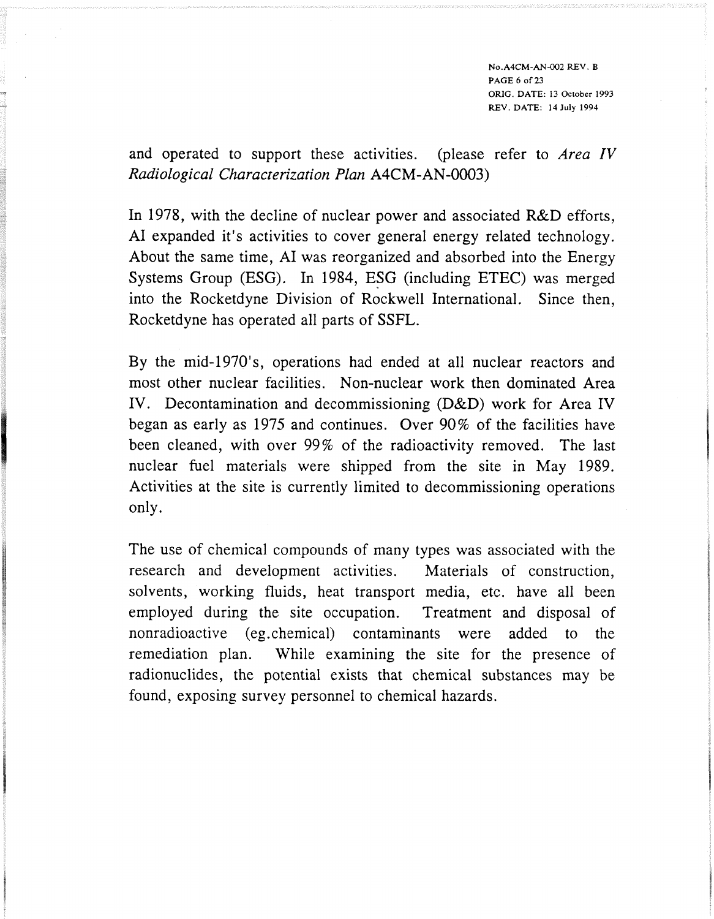and operated to support these activities. (please refer to *Area IV Radiological Characterization Plan* A4CM-AN-0003)

In 1978, with the decline of nuclear power and associated R&D efforts, AI expanded it's activities to cover general energy related technology. About the same time, AI was reorganized and absorbed into the Energy Systems Group (ESG). In 1984, ESG (including ETEC) was merged into the Rocketdyne Division of Rockwell International. Since then, Rocketdyne has operated all parts of SSFL.

By the mid-1970's, operations had ended at all nuclear reactors and most other nuclear facilities. Non-nuclear work then dominated Area IV. Decontamination and decommissioning (D&D) work for Area IV began as early as 1975 and continues. Over 90% of the facilities have been cleaned, with over 99% of the radioactivity removed. The last nuclear fuel materials were shipped from the site in May 1989. Activities at the site is currently limited to decommissioning operations only.

The use of chemical compounds of many types was associated with the research and development activities. Materials of construction, solvents, working fluids, heat transport media, etc. have all been employed during the site occupation. Treatment and disposal of nonradioactive (eg.chemical) contaminants were added to the remediation plan. While examining the site for the presence of radionuclides, the potential exists that chemical substances may be found, exposing survey personnel to chemical hazards.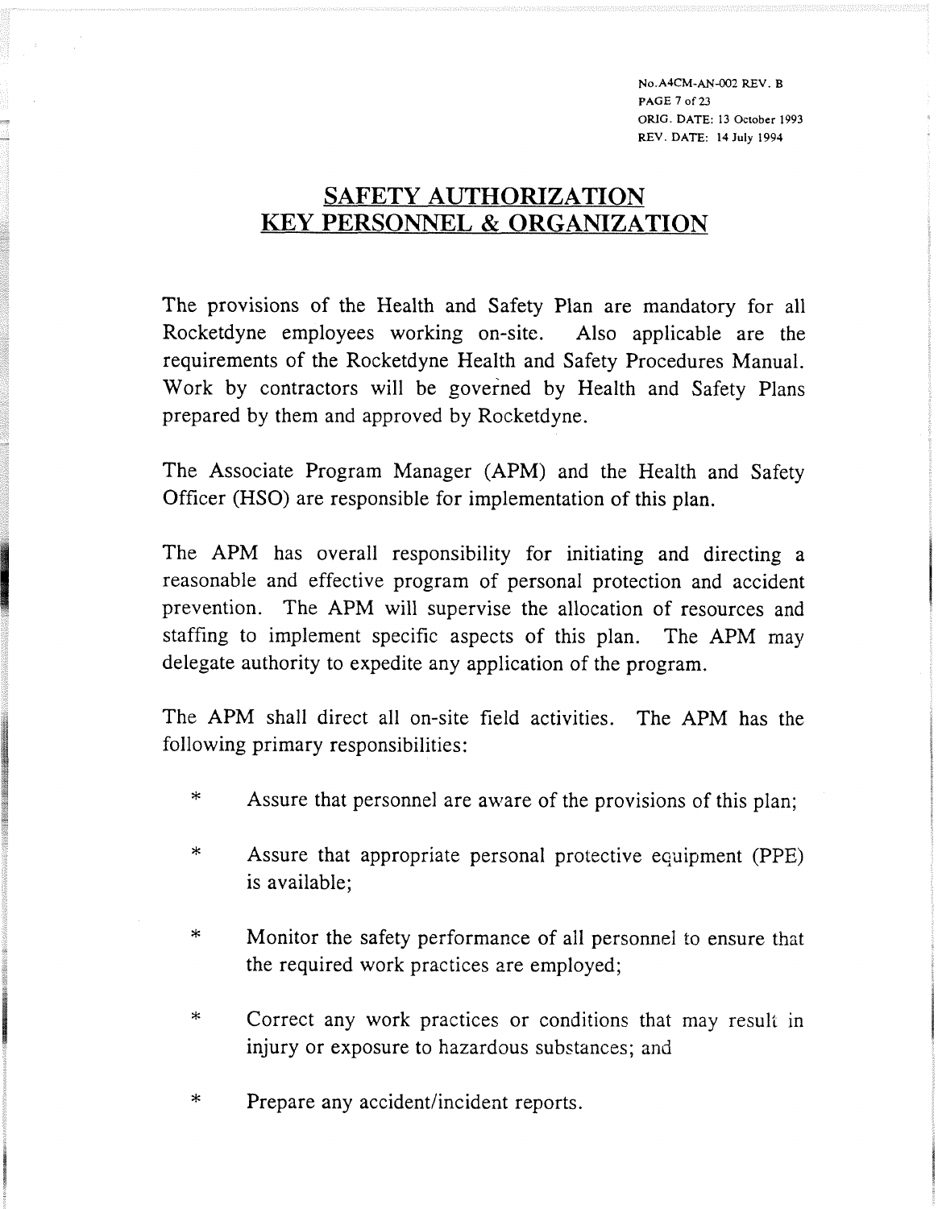## SAFETY AUTHORIZATION KEY PERSONNEL & ORGANIZATION

The provisions of the Health and Safety Plan are mandatory for all Rocketdyne employees working on-site. Also applicable are the requirements of the Rocketdyne Health and Safety Procedures Manual. Work by contractors will be governed by Health and Safety Plans prepared by them and approved by Rocketdyne.

The Associate Program Manager (APM) and the Health and Safety Officer (HSO) are responsible for implementation of this plan.

The APM has overall responsibility for initiating and directing a reasonable and effective program of personal protection and accident prevention. The APM will supervise the allocation of resources and staffing to implement specific aspects of this plan. The APM may delegate authority to expedite any application of the program.

The APM shall direct all on-site field activities. The APM has the following primary responsibilities:

* Assure that personnel are aware of the provisions of this plan;
* Assure that appropriate personal protective equipment (PPE) is available;
* Monitor the safety performance of all personnel to ensure that the required work practices are employed;
* Correct any work practices or conditions that may result in injury or exposure to hazardous substances; and
* Prepare any accident/incident reports.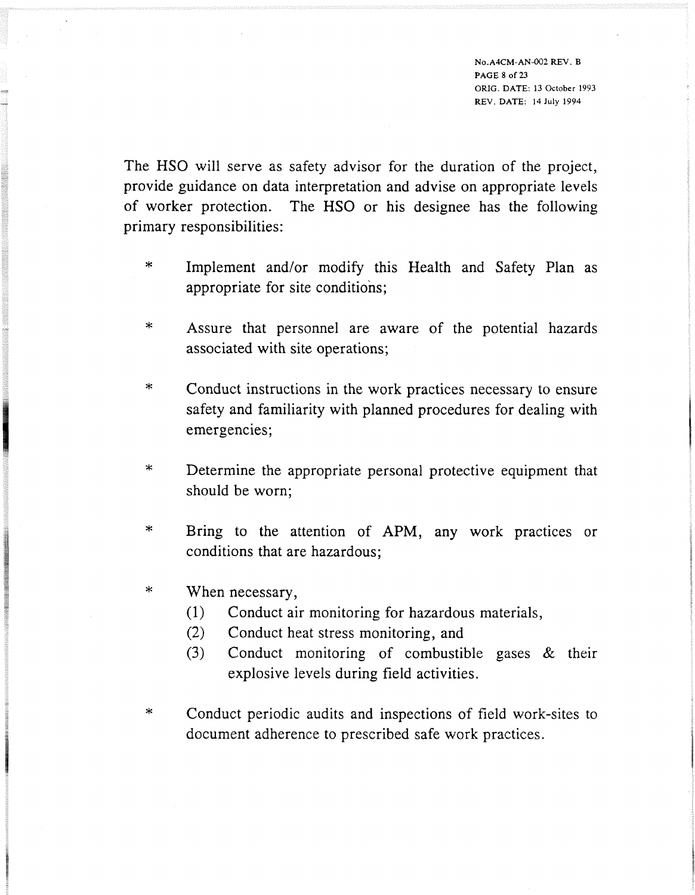The HSO will serve as safety advisor for the duration of the project, provide guidance on data interpretation and advise on appropriate levels of worker protection. The HSO or his designee has the following primary responsibilities:

* Implement and/or modify this Health and Safety Plan as appropriate for site conditions;
* Assure that personnel are aware of the potential hazards associated with site operations;
* Conduct instructions in the work practices necessary to ensure safety and familiarity with planned procedures for dealing with emergencies;
* Determine the appropriate personal protective equipment that should be worn;
* Bring to the attention of APM, any work practices or conditions that are hazardous;
* When necessary,
    (1) Conduct air monitoring for hazardous materials,
    (2) Conduct heat stress monitoring, and
    (3) Conduct monitoring of combustible gases & their explosive levels during field activities.
* Conduct periodic audits and inspections of field work-sites to document adherence to prescribed safe work practices.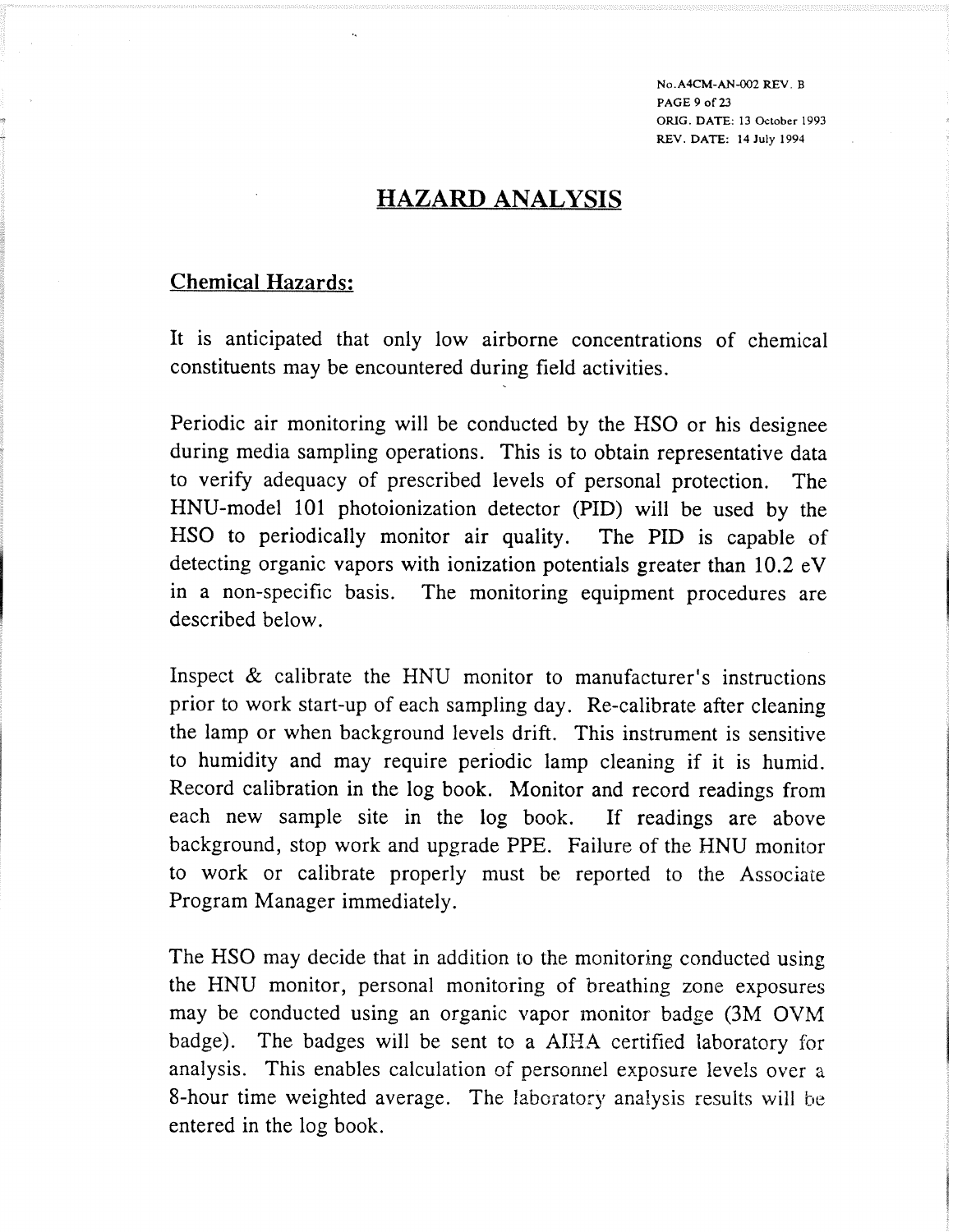# HAZARD ANALYSIS

## Chemical Hazards:

It is anticipated that only low airborne concentrations of chemical constituents may be encountered during field activities.

Periodic air monitoring will be conducted by the HSO or his designee during media sampling operations. This is to obtain representative data to verify adequacy of prescribed levels of personal protection. The HNU-model 101 photoionization detector (PID) will be used by the HSO to periodically monitor air quality. The PID is capable of detecting organic vapors with ionization potentials greater than 10.2 eV in a non-specific basis. The monitoring equipment procedures are described below.

Inspect & calibrate the HNU monitor to manufacturer's instructions prior to work start-up of each sampling day. Re-calibrate after cleaning the lamp or when background levels drift. This instrument is sensitive to humidity and may require periodic lamp cleaning if it is humid. Record calibration in the log book. Monitor and record readings from each new sample site in the log book. If readings are above background, stop work and upgrade PPE. Failure of the HNU monitor to work or calibrate properly must be reported to the Associate Program Manager immediately.

The HSO may decide that in addition to the monitoring conducted using the HNU monitor, personal monitoring of breathing zone exposures may be conducted using an organic vapor monitor badge (3M OVM badge). The badges will be sent to a AIHA certified laboratory for analysis. This enables calculation of personnel exposure levels over a 8-hour time weighted average. The laboratory analysis results will be entered in the log book.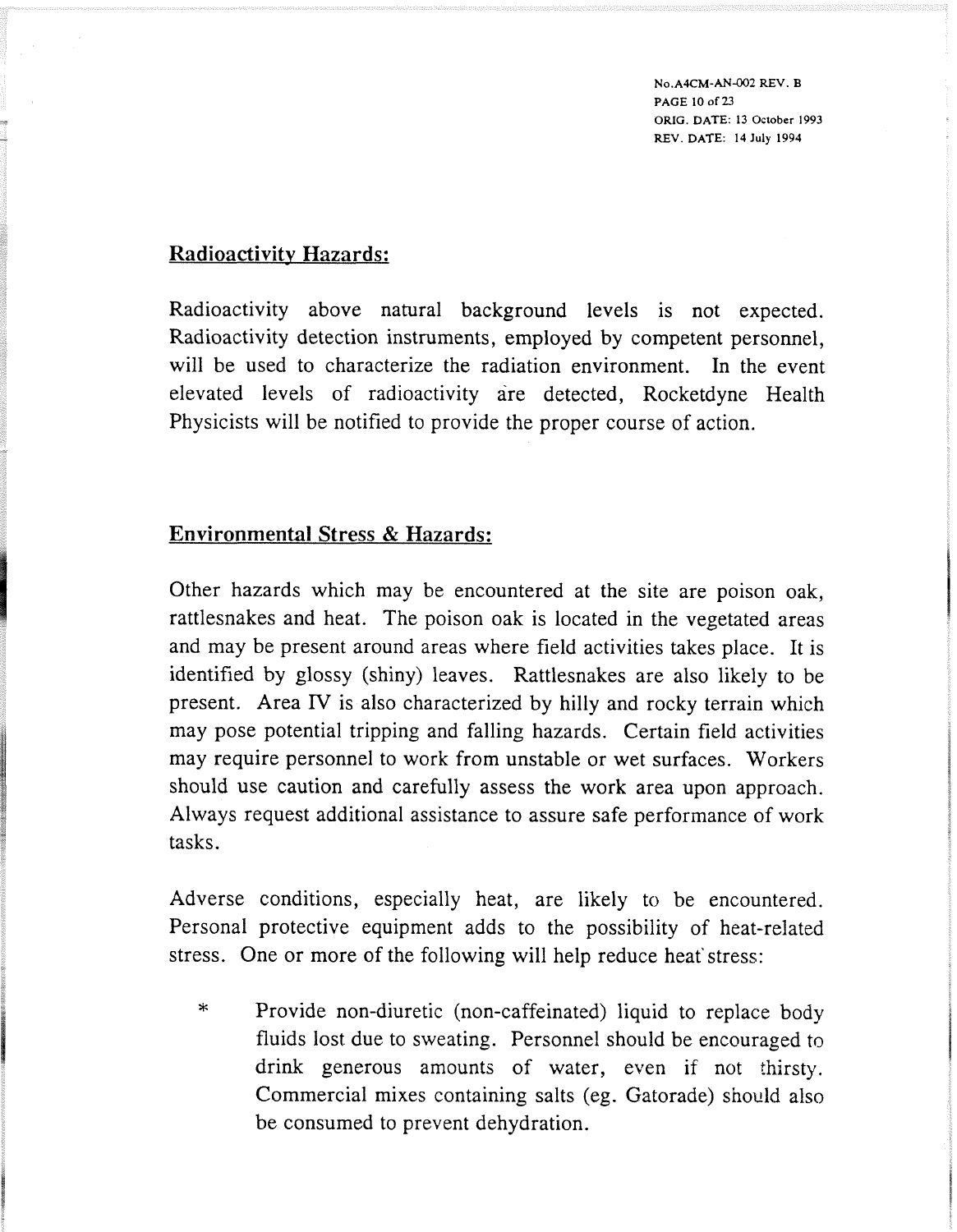## Radioactivity Hazards:

Radioactivity above natural background levels is not expected. Radioactivity detection instruments, employed by competent personnel, will be used to characterize the radiation environment. In the event elevated levels of radioactivity are detected, Rocketdyne Health Physicists will be notified to provide the proper course of action.

## Environmental Stress & Hazards:

Other hazards which may be encountered at the site are poison oak, rattlesnakes and heat. The poison oak is located in the vegetated areas and may be present around areas where field activities takes place. It is identified by glossy (shiny) leaves. Rattlesnakes are also likely to be present. Area IV is also characterized by hilly and rocky terrain which may pose potential tripping and falling hazards. Certain field activities may require personnel to work from unstable or wet surfaces. Workers should use caution and carefully assess the work area upon approach. Always request additional assistance to assure safe performance of work tasks.

Adverse conditions, especially heat, are likely to be encountered. Personal protective equipment adds to the possibility of heat-related stress. One or more of the following will help reduce heat stress:

- Provide non-diuretic (non-caffeinated) liquid to replace body fluids lost due to sweating. Personnel should be encouraged to drink generous amounts of water, even if not thirsty. Commercial mixes containing salts (eg. Gatorade) should also be consumed to prevent dehydration.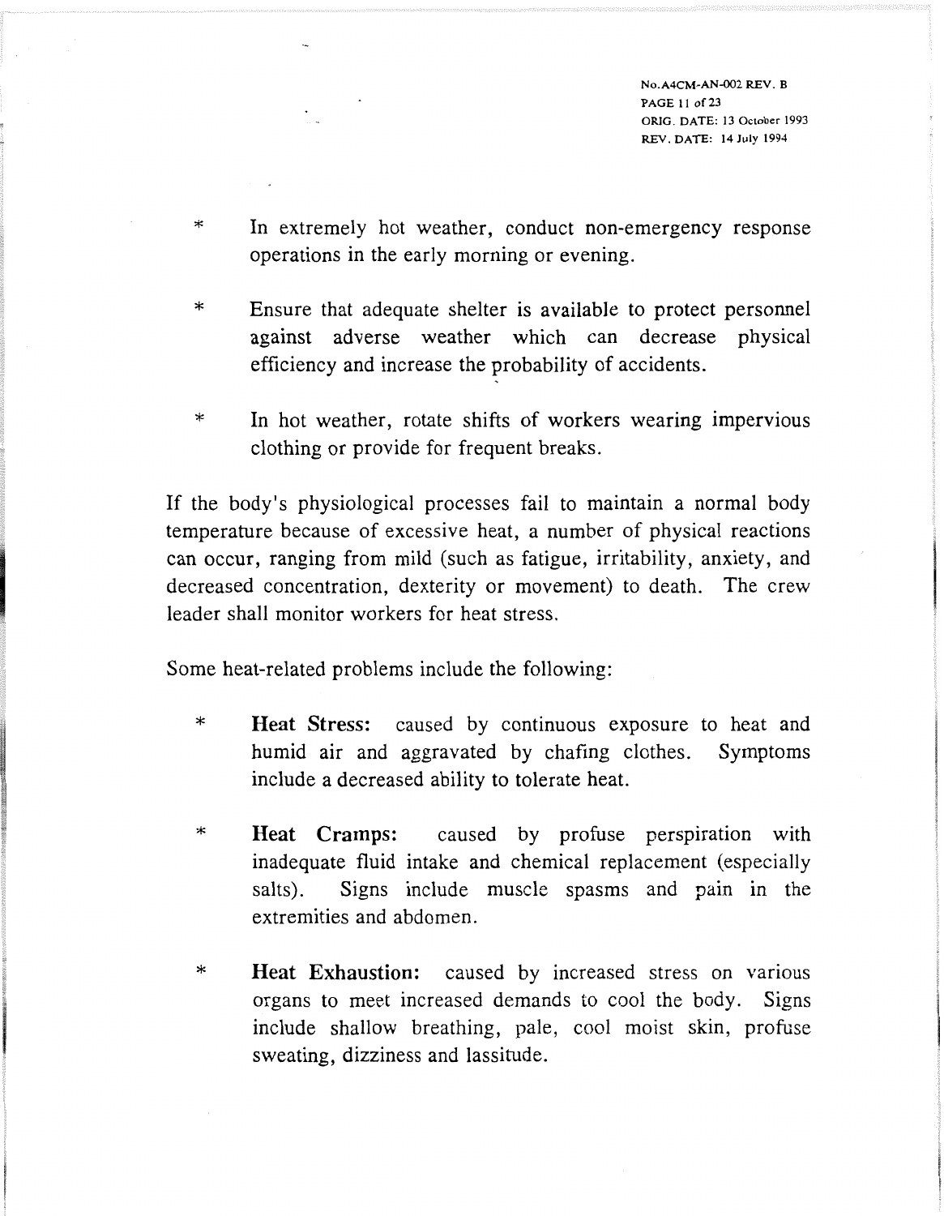* In extremely hot weather, conduct non-emergency response operations in the early morning or evening.

* Ensure that adequate shelter is available to protect personnel against adverse weather which can decrease physical efficiency and increase the probability of accidents.

* In hot weather, rotate shifts of workers wearing impervious clothing or provide for frequent breaks.

If the body's physiological processes fail to maintain a normal body temperature because of excessive heat, a number of physical reactions can occur, ranging from mild (such as fatigue, irritability, anxiety, and decreased concentration, dexterity or movement) to death. The crew leader shall monitor workers for heat stress.

Some heat-related problems include the following:

* **Heat Stress:** caused by continuous exposure to heat and humid air and aggravated by chafing clothes. Symptoms include a decreased ability to tolerate heat.

* **Heat Cramps:** caused by profuse perspiration with inadequate fluid intake and chemical replacement (especially salts). Signs include muscle spasms and pain in the extremities and abdomen.

* **Heat Exhaustion:** caused by increased stress on various organs to meet increased demands to cool the body. Signs include shallow breathing, pale, cool moist skin, profuse sweating, dizziness and lassitude.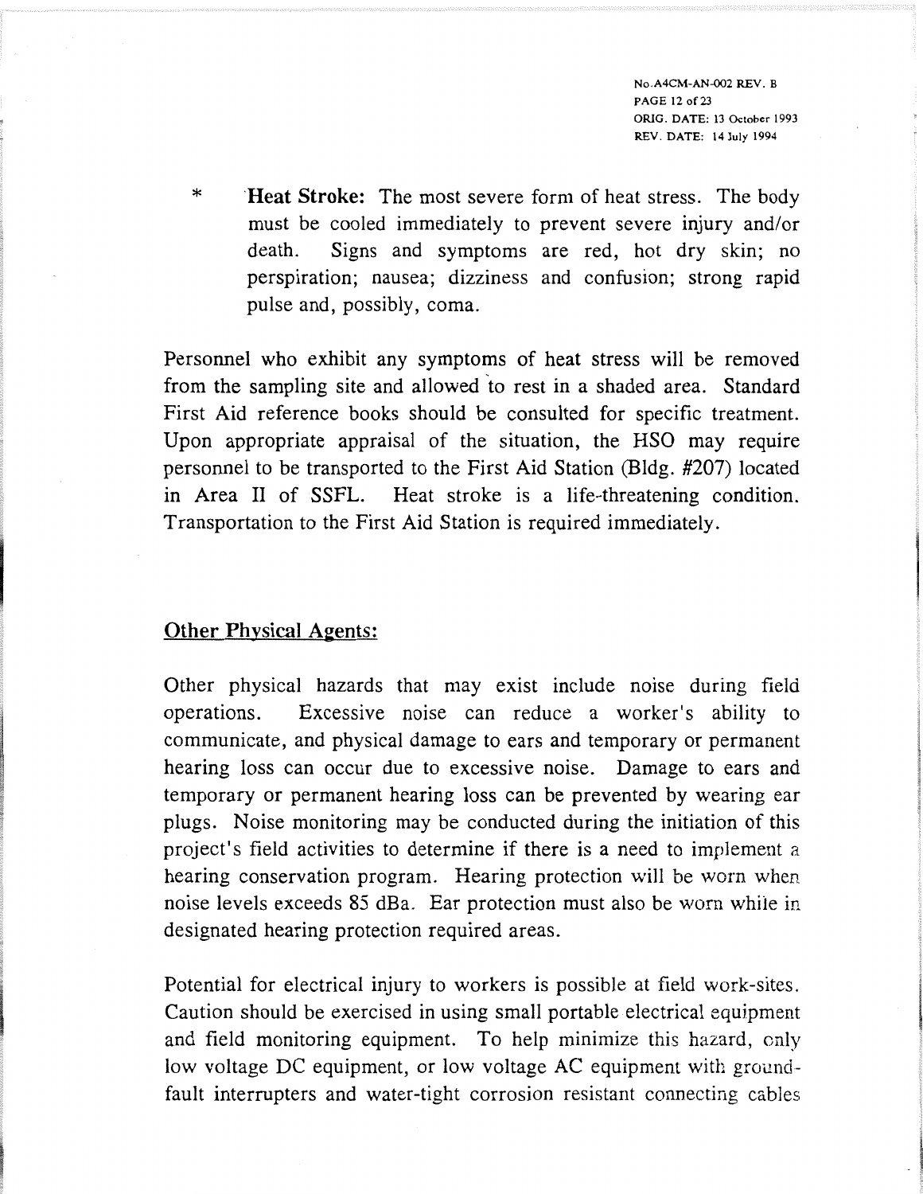* **Heat Stroke:** The most severe form of heat stress. The body must be cooled immediately to prevent severe injury and/or death. Signs and symptoms are red, hot dry skin; no perspiration; nausea; dizziness and confusion; strong rapid pulse and, possibly, coma.

Personnel who exhibit any symptoms of heat stress will be removed from the sampling site and allowed to rest in a shaded area. Standard First Aid reference books should be consulted for specific treatment. Upon appropriate appraisal of the situation, the HSO may require personnel to be transported to the First Aid Station (Bldg. #207) located in Area II of SSFL. Heat stroke is a life-threatening condition. Transportation to the First Aid Station is required immediately.

## Other Physical Agents:

Other physical hazards that may exist include noise during field operations. Excessive noise can reduce a worker's ability to communicate, and physical damage to ears and temporary or permanent hearing loss can occur due to excessive noise. Damage to ears and temporary or permanent hearing loss can be prevented by wearing ear plugs. Noise monitoring may be conducted during the initiation of this project's field activities to determine if there is a need to implement a hearing conservation program. Hearing protection will be worn when noise levels exceeds 85 dBa. Ear protection must also be worn while in designated hearing protection required areas.

Potential for electrical injury to workers is possible at field work-sites. Caution should be exercised in using small portable electrical equipment and field monitoring equipment. To help minimize this hazard, only low voltage DC equipment, or low voltage AC equipment with ground-fault interrupters and water-tight corrosion resistant connecting cables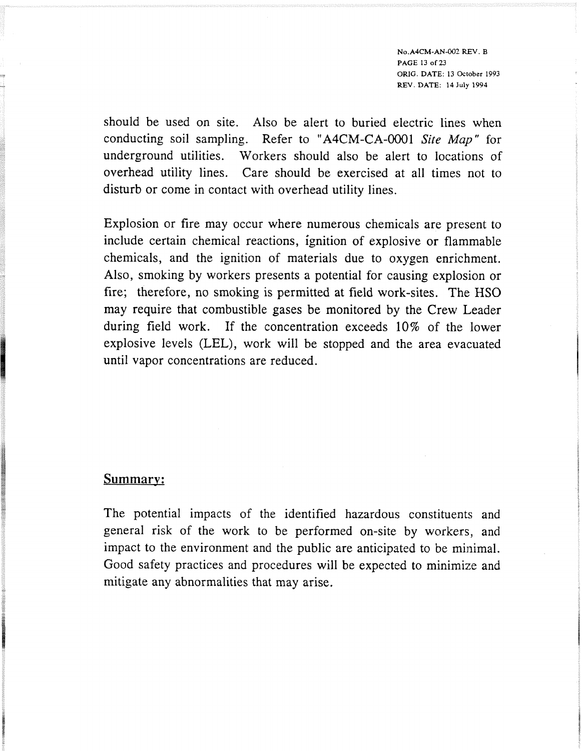should be used on site. Also be alert to buried electric lines when conducting soil sampling. Refer to "A4CM-CA-0001 *Site Map*" for underground utilities. Workers should also be alert to locations of overhead utility lines. Care should be exercised at all times not to disturb or come in contact with overhead utility lines.

Explosion or fire may occur where numerous chemicals are present to include certain chemical reactions, ignition of explosive or flammable chemicals, and the ignition of materials due to oxygen enrichment. Also, smoking by workers presents a potential for causing explosion or fire; therefore, no smoking is permitted at field work-sites. The HSO may require that combustible gases be monitored by the Crew Leader during field work. If the concentration exceeds 10% of the lower explosive levels (LEL), work will be stopped and the area evacuated until vapor concentrations are reduced.

## Summary:

The potential impacts of the identified hazardous constituents and general risk of the work to be performed on-site by workers, and impact to the environment and the public are anticipated to be minimal. Good safety practices and procedures will be expected to minimize and mitigate any abnormalities that may arise.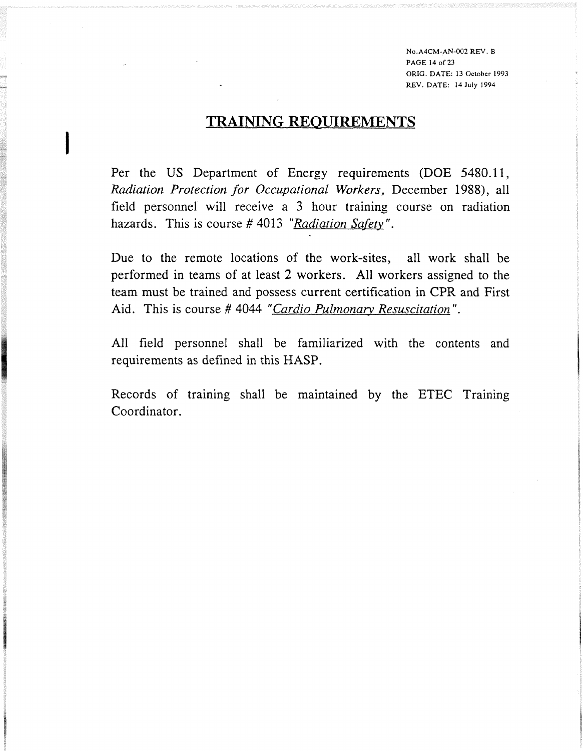## TRAINING REQUIREMENTS

Per the US Department of Energy requirements (DOE 5480.11, *Radiation Protection for Occupational Workers,* December 1988), all field personnel will receive a 3 hour training course on radiation hazards. This is course # 4013 "*Radiation Safety*".

Due to the remote locations of the work-sites, all work shall be performed in teams of at least 2 workers. All workers assigned to the team must be trained and possess current certification in CPR and First Aid. This is course # 4044 "*Cardio Pulmonary Resuscitation*".

All field personnel shall be familiarized with the contents and requirements as defined in this HASP.

Records of training shall be maintained by the ETEC Training Coordinator.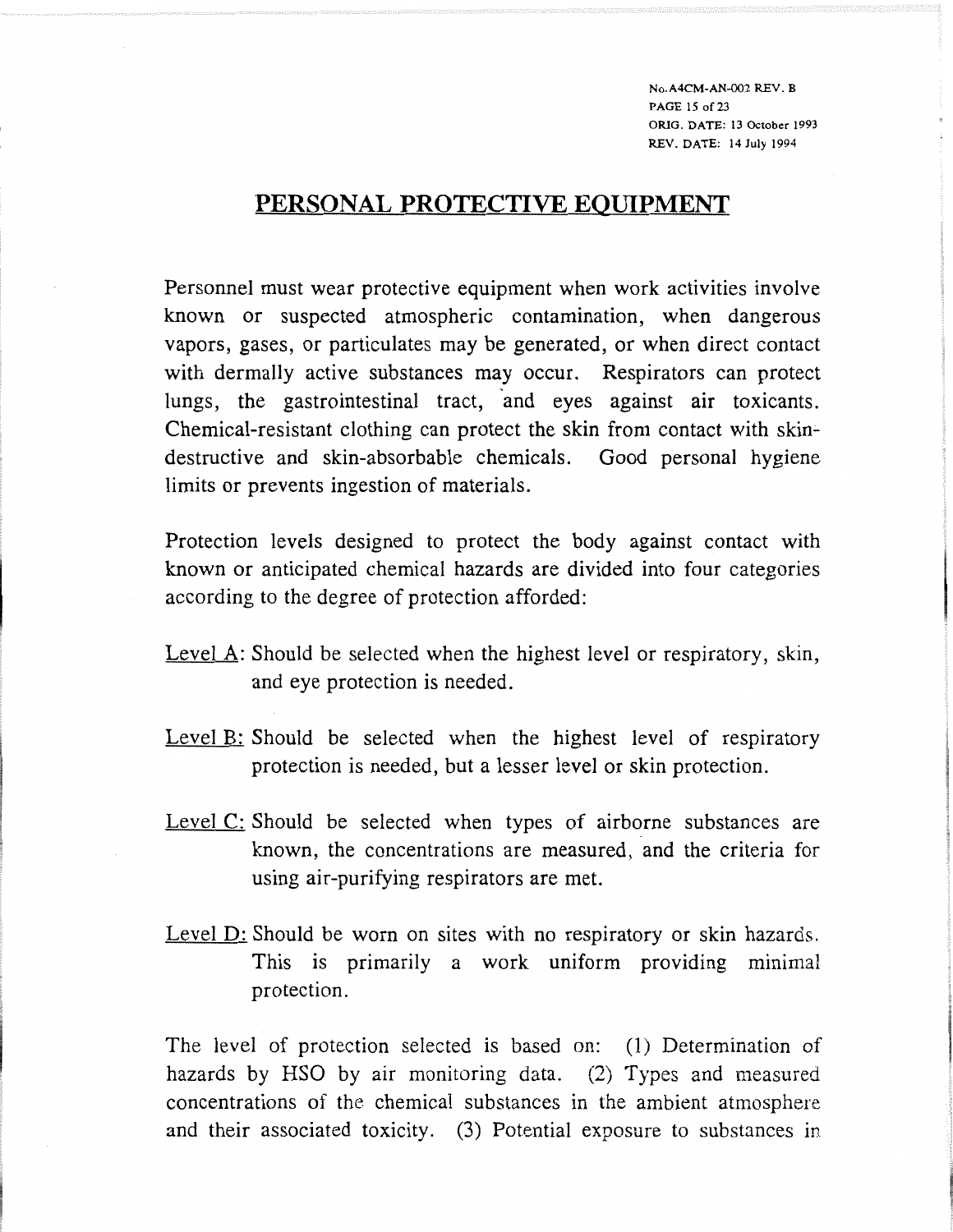## PERSONAL PROTECTIVE EQUIPMENT

Personnel must wear protective equipment when work activities involve known or suspected atmospheric contamination, when dangerous vapors, gases, or particulates may be generated, or when direct contact with dermally active substances may occur. Respirators can protect lungs, the gastrointestinal tract, and eyes against air toxicants. Chemical-resistant clothing can protect the skin from contact with skin-destructive and skin-absorbable chemicals. Good personal hygiene limits or prevents ingestion of materials.

Protection levels designed to protect the body against contact with known or anticipated chemical hazards are divided into four categories according to the degree of protection afforded:

Level A: Should be selected when the highest level or respiratory, skin, and eye protection is needed.

Level B: Should be selected when the highest level of respiratory protection is needed, but a lesser level or skin protection.

Level C: Should be selected when types of airborne substances are known, the concentrations are measured, and the criteria for using air-purifying respirators are met.

Level D: Should be worn on sites with no respiratory or skin hazards. This is primarily a work uniform providing minimal protection.

The level of protection selected is based on: (1) Determination of hazards by HSO by air monitoring data. (2) Types and measured concentrations of the chemical substances in the ambient atmosphere and their associated toxicity. (3) Potential exposure to substances in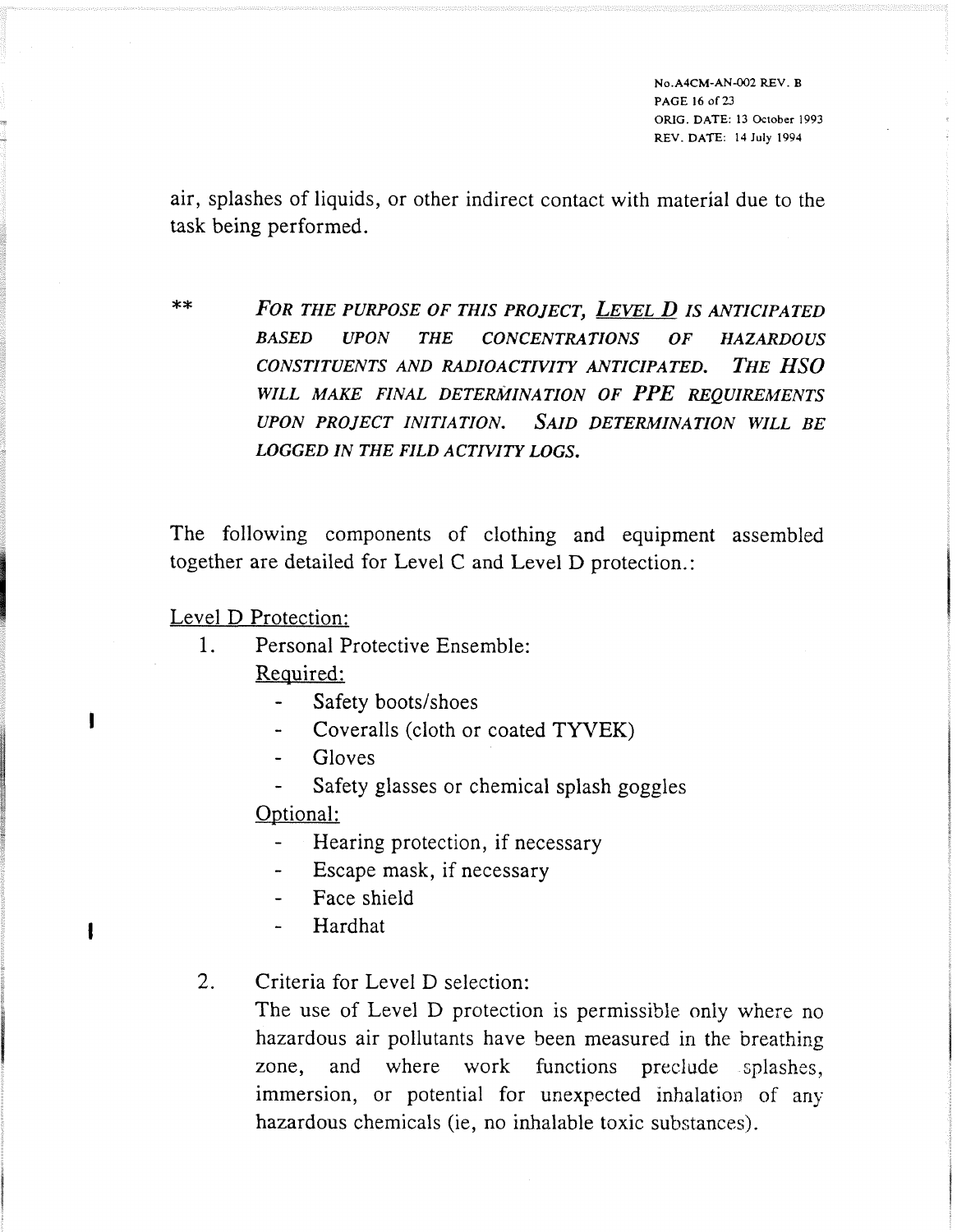air, splashes of liquids, or other indirect contact with material due to the task being performed.

** *FOR THE PURPOSE OF THIS PROJECT, <u>LEVEL D</u> IS ANTICIPATED BASED UPON THE CONCENTRATIONS OF HAZARDOUS CONSTITUENTS AND RADIOACTIVITY ANTICIPATED. THE HSO WILL MAKE FINAL DETERMINATION OF PPE REQUIREMENTS UPON PROJECT INITIATION. SAID DETERMINATION WILL BE LOGGED IN THE FILD ACTIVITY LOGS.*

The following components of clothing and equipment assembled together are detailed for Level C and Level D protection.:

<u>Level D Protection:</u>

1. Personal Protective Ensemble:

   <u>Required:</u>
   - Safety boots/shoes
   - Coveralls (cloth or coated TYVEK)
   - Gloves
   - Safety glasses or chemical splash goggles

   <u>Optional:</u>
   - Hearing protection, if necessary
   - Escape mask, if necessary
   - Face shield
   - Hardhat

2. Criteria for Level D selection:

   The use of Level D protection is permissible only where no hazardous air pollutants have been measured in the breathing zone, and where work functions preclude splashes, immersion, or potential for unexpected inhalation of any hazardous chemicals (ie, no inhalable toxic substances).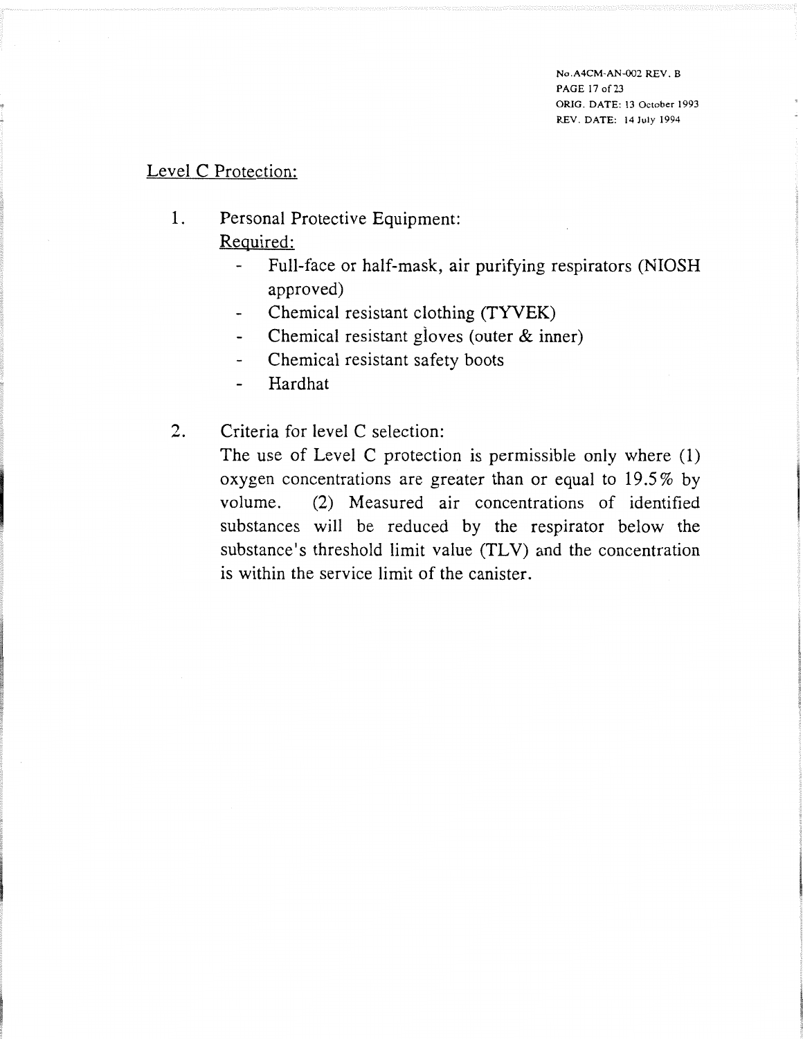## Level C Protection:

1. Personal Protective Equipment:

   Required:
   - Full-face or half-mask, air purifying respirators (NIOSH approved)
   - Chemical resistant clothing (TYVEK)
   - Chemical resistant gloves (outer & inner)
   - Chemical resistant safety boots
   - Hardhat

2. Criteria for level C selection:

   The use of Level C protection is permissible only where (1) oxygen concentrations are greater than or equal to 19.5% by volume. (2) Measured air concentrations of identified substances will be reduced by the respirator below the substance's threshold limit value (TLV) and the concentration is within the service limit of the canister.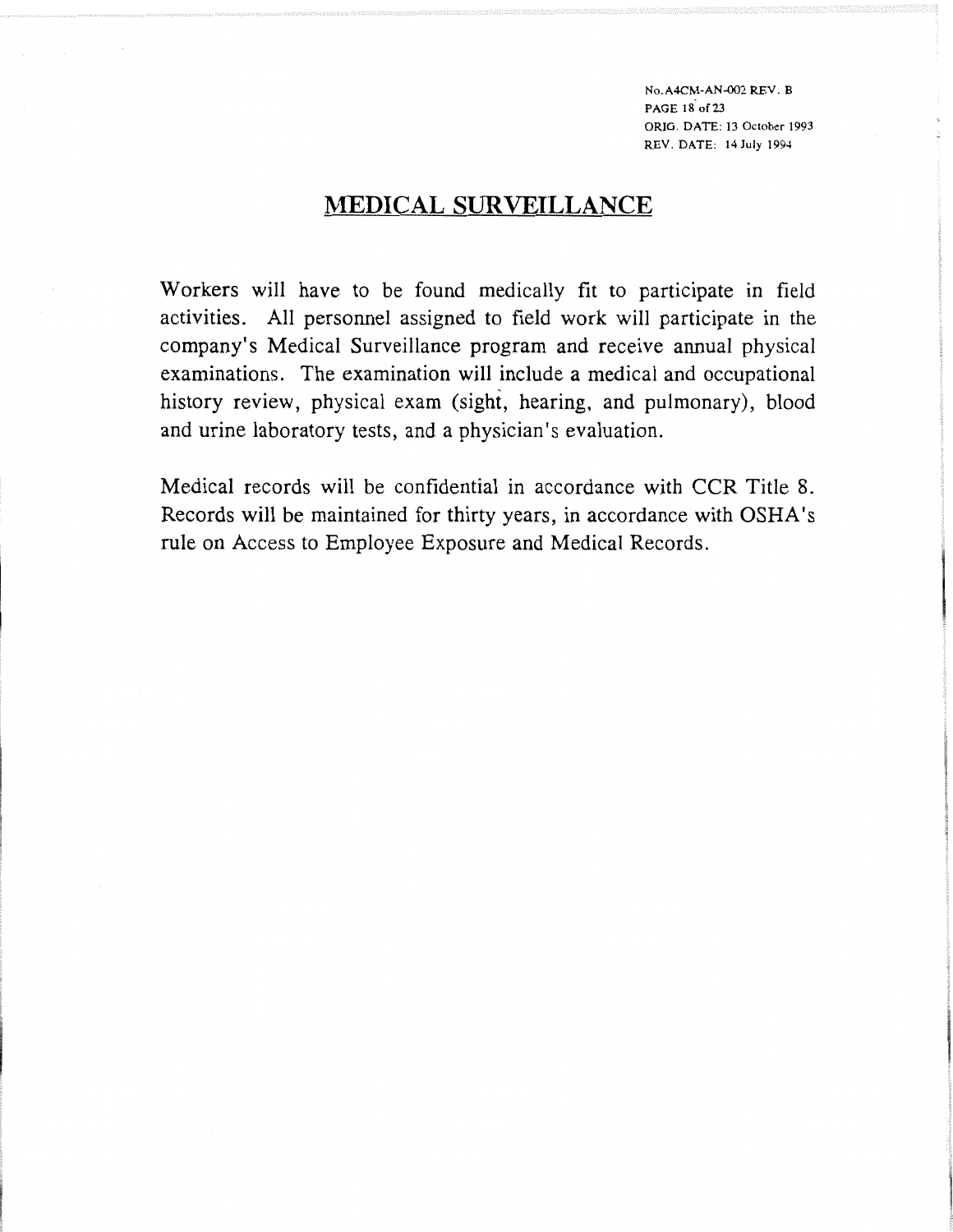# MEDICAL SURVEILLANCE

Workers will have to be found medically fit to participate in field activities. All personnel assigned to field work will participate in the company's Medical Surveillance program and receive annual physical examinations. The examination will include a medical and occupational history review, physical exam (sight, hearing, and pulmonary), blood and urine laboratory tests, and a physician's evaluation.

Medical records will be confidential in accordance with CCR Title 8. Records will be maintained for thirty years, in accordance with OSHA's rule on Access to Employee Exposure and Medical Records.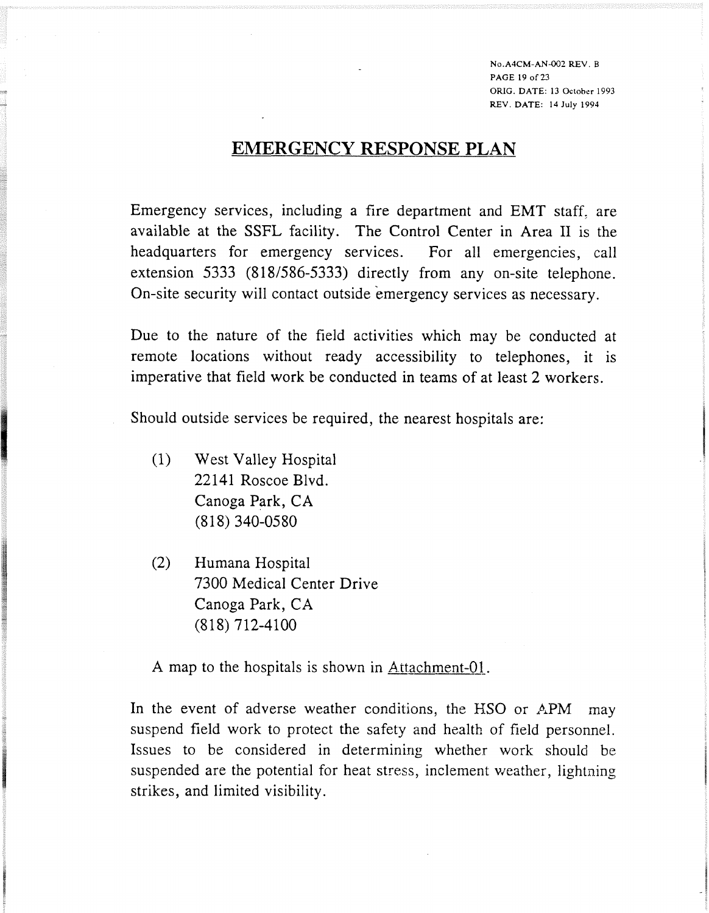No.A4CM-AN-002 REV. B
ORIG. DATE: 13 October 1993
REV. DATE: 14 July 1994

# EMERGENCY RESPONSE PLAN

Emergency services, including a fire department and EMT staff, are available at the SSFL facility. The Control Center in Area II is the headquarters for emergency services. For all emergencies, call extension 5333 (818/586-5333) directly from any on-site telephone. On-site security will contact outside emergency services as necessary.

Due to the nature of the field activities which may be conducted at remote locations without ready accessibility to telephones, it is imperative that field work be conducted in teams of at least 2 workers.

Should outside services be required, the nearest hospitals are:

(1) West Valley Hospital
22141 Roscoe Blvd.
Canoga Park, CA
(818) 340-0580

(2) Humana Hospital
7300 Medical Center Drive
Canoga Park, CA
(818) 712-4100

A map to the hospitals is shown in Attachment-01.

In the event of adverse weather conditions, the HSO or APM may suspend field work to protect the safety and health of field personnel. Issues to be considered in determining whether work should be suspended are the potential for heat stress, inclement weather, lightning strikes, and limited visibility.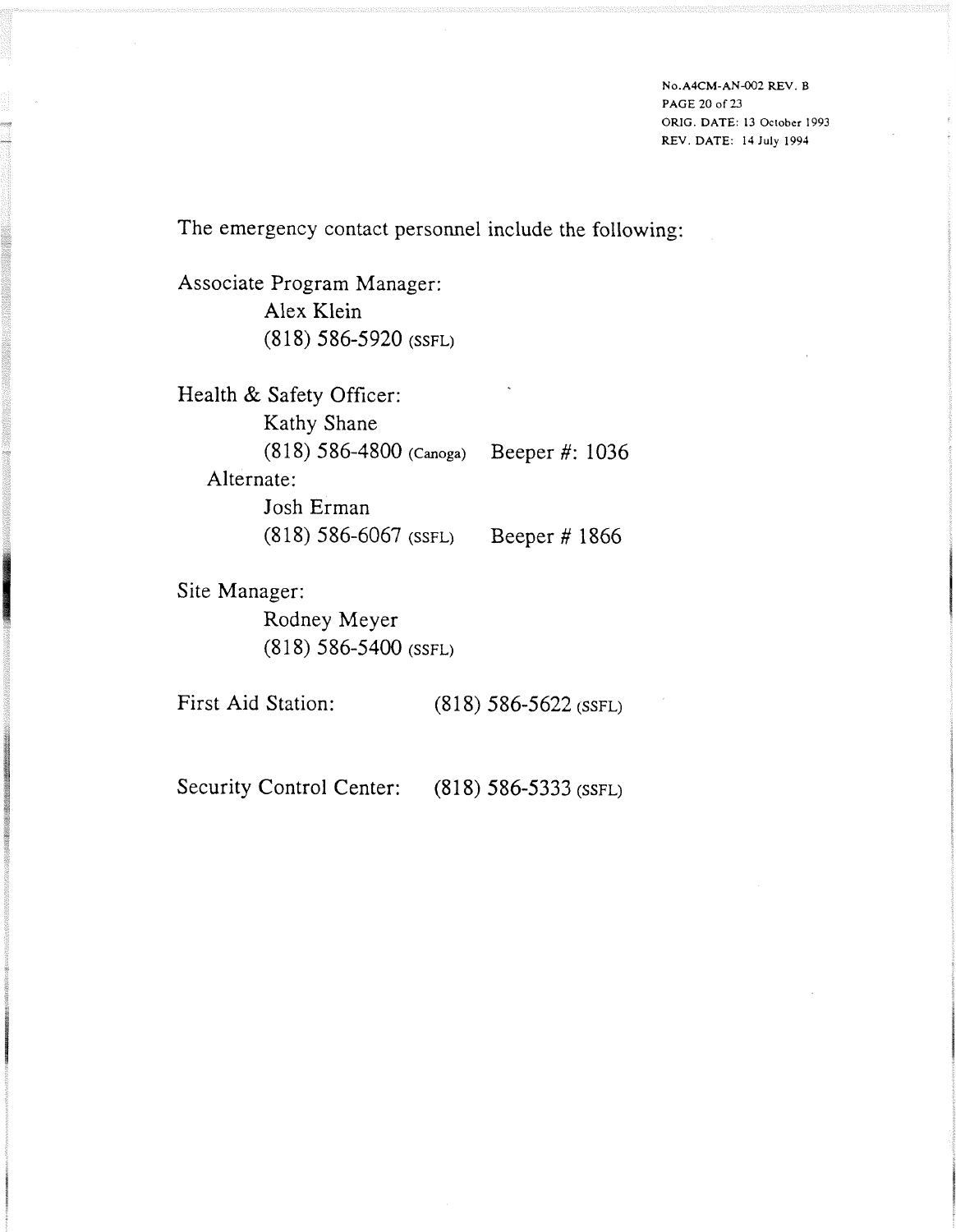The emergency contact personnel include the following:

Associate Program Manager:
Alex Klein
(818) 586-5920 (SSFL)

Health & Safety Officer:
Kathy Shane
(818) 586-4800 (Canoga) Beeper #: 1036

Alternate:
Josh Erman
(818) 586-6067 (SSFL) Beeper # 1866

Site Manager:
Rodney Meyer
(818) 586-5400 (SSFL)

First Aid Station: (818) 586-5622 (SSFL)

Security Control Center: (818) 586-5333 (SSFL)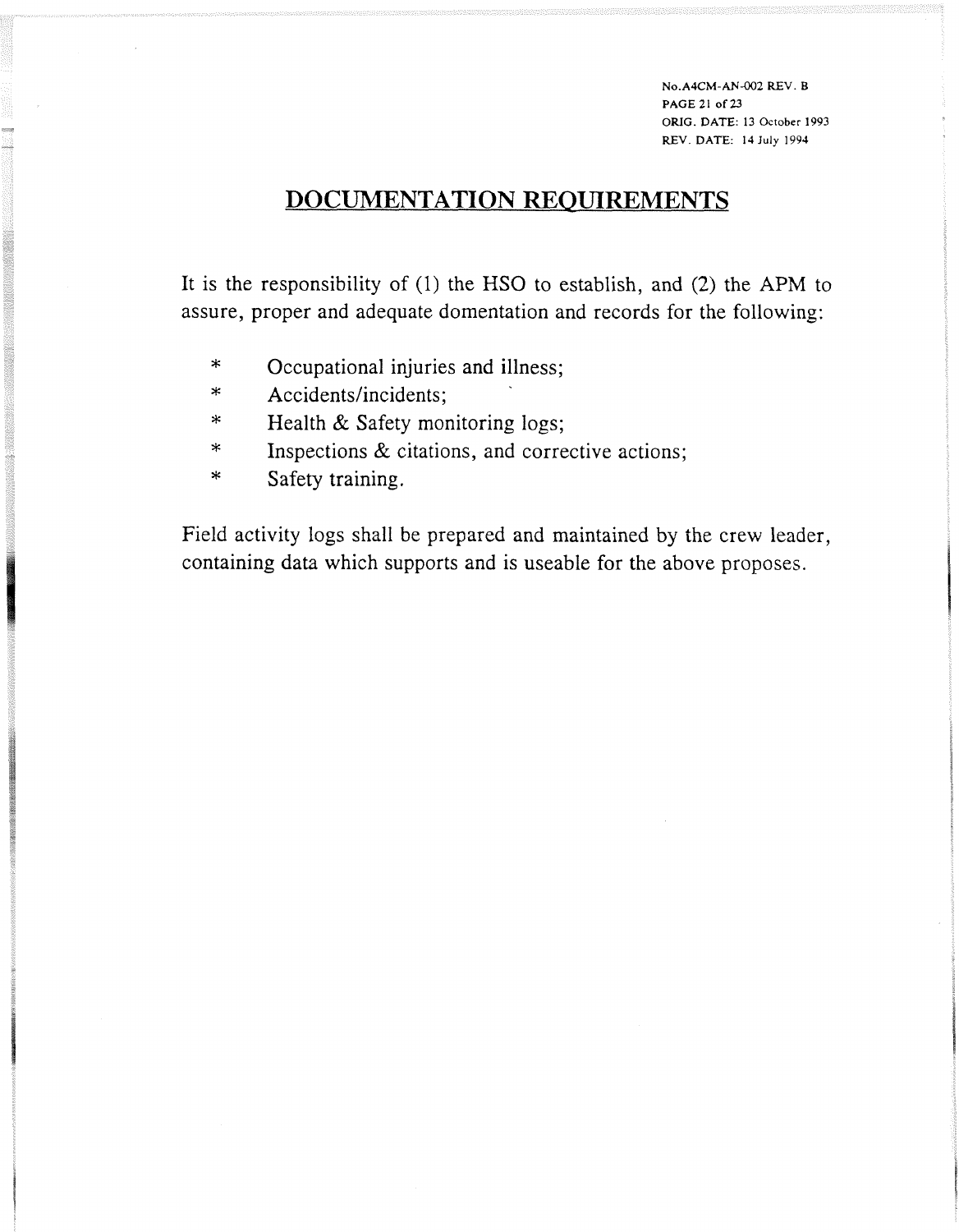## DOCUMENTATION REQUIREMENTS

It is the responsibility of (1) the HSO to establish, and (2) the APM to assure, proper and adequate domentation and records for the following:

- Occupational injuries and illness;
- Accidents/incidents;
- Health & Safety monitoring logs;
- Inspections & citations, and corrective actions;
- Safety training.

Field activity logs shall be prepared and maintained by the crew leader, containing data which supports and is useable for the above proposes.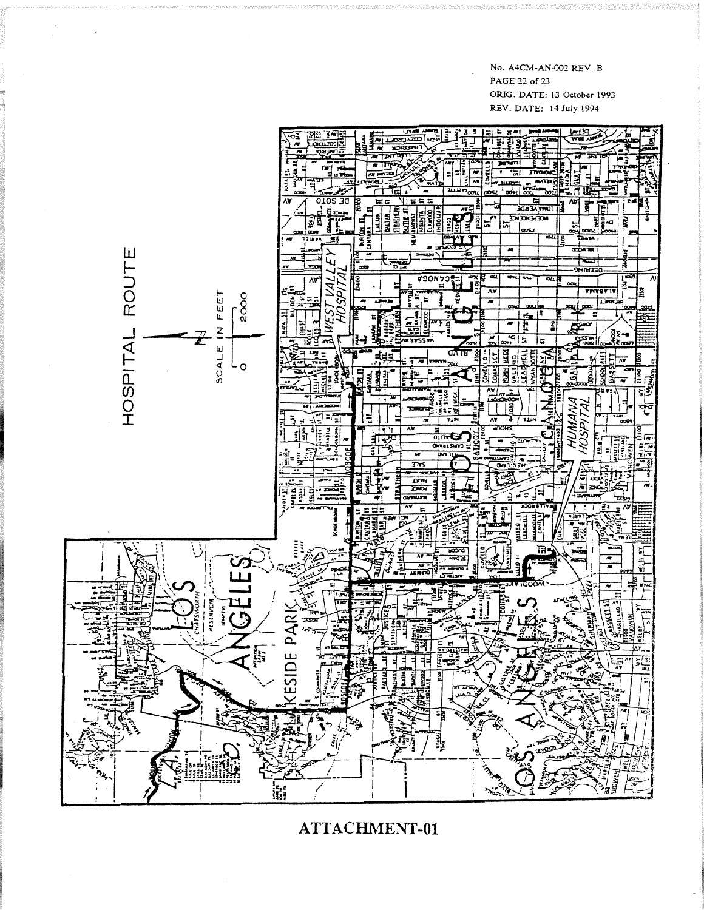No. A4CM-AN-002 REV. B
ORIG. DATE: 13 October 1993
REV. DATE: 14 July 1994

# HOSPITAL ROUTE

SCALE IN FEET

0 2000

WEST VALLEY HOSPITAL

HUMANA HOSPITAL

LOS ANGELES

CANOGA PARK

LAKESIDE PARK

CHATSWORTH RESERVOIR

ATTACHMENT-01